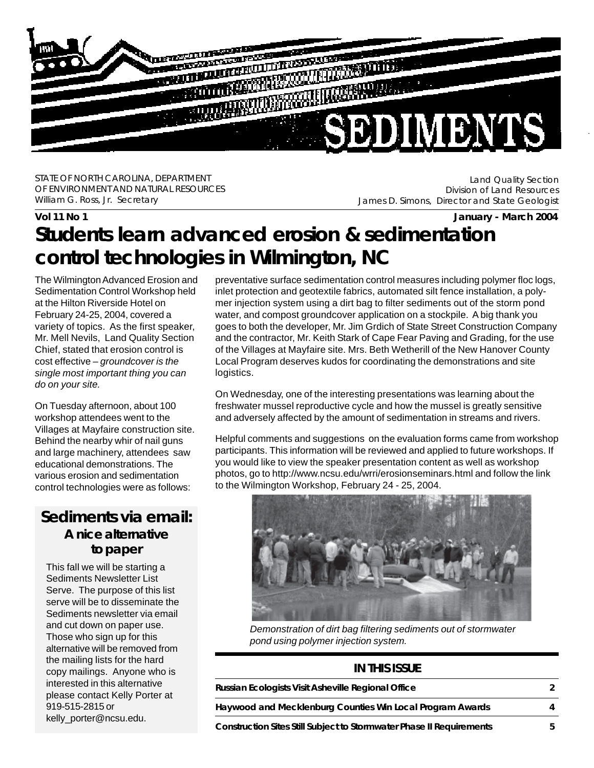# SEDIMENTS

STATE OF NORTH CAROLINA, DEPARTMENT OF ENVIRONMENT AND NATURAL RESOURCES
William G. Ross, Jr. Secretary

Land Quality Section
Division of Land Resources
James D. Simons, Director and State Geologist

**Vol 11 No 1** **January - March 2004**

## Students learn advanced erosion & sedimentation control technologies in Wilmington, NC

The Wilmington Advanced Erosion and Sedimentation Control Workshop held at the Hilton Riverside Hotel on February 24-25, 2004, covered a variety of topics. As the first speaker, Mr. Mell Nevils, Land Quality Section Chief, stated that erosion control is cost effective – *groundcover is the single most important thing you can do on your site.*

On Tuesday afternoon, about 100 workshop attendees went to the Villages at Mayfaire construction site. Behind the nearby whir of nail guns and large machinery, attendees saw educational demonstrations. The various erosion and sedimentation control technologies were as follows: preventative surface sedimentation control measures including polymer floc logs, inlet protection and geotextile fabrics, automated silt fence installation, a polymer injection system using a dirt bag to filter sediments out of the storm pond water, and compost groundcover application on a stockpile. A big thank you goes to both the developer, Mr. Jim Grdich of State Street Construction Company and the contractor, Mr. Keith Stark of Cape Fear Paving and Grading, for the use of the Villages at Mayfaire site. Mrs. Beth Wetherill of the New Hanover County Local Program deserves kudos for coordinating the demonstrations and site logistics.

On Wednesday, one of the interesting presentations was learning about the freshwater mussel reproductive cycle and how the mussel is greatly sensitive and adversely affected by the amount of sedimentation in streams and rivers.

Helpful comments and suggestions on the evaluation forms came from workshop participants. This information will be reviewed and applied to future workshops. If you would like to view the speaker presentation content as well as workshop photos, go to http://www.ncsu.edu/wrri/erosionseminars.html and follow the link to the Wilmington Workshop, February 24 - 25, 2004.

*Demonstration of dirt bag filtering sediments out of stormwater pond using polymer injection system.*

### Sediments via email: A nice alternative to paper

This fall we will be starting a Sediments Newsletter List Serve. The purpose of this list serve will be to disseminate the Sediments newsletter via email and cut down on paper use. Those who sign up for this alternative will be removed from the mailing lists for the hard copy mailings. Anyone who is interested in this alternative please contact Kelly Porter at 919-515-2815 or kelly_porter@ncsu.edu.

### IN THIS ISSUE

| | |
|---|---|
| Russian Ecologists Visit Asheville Regional Office | 2 |
| Haywood and Mecklenburg Counties Win Local Program Awards | 4 |
| Construction Sites Still Subject to Stormwater Phase II Requirements | 5 |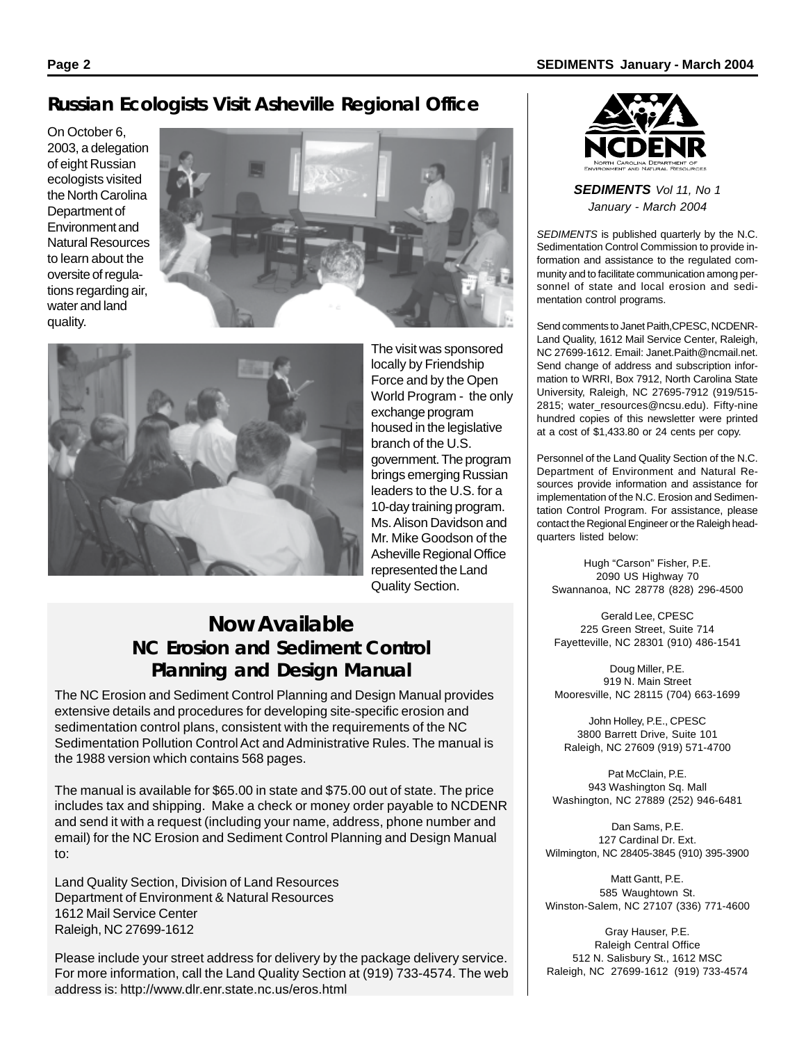## Russian Ecologists Visit Asheville Regional Office

On October 6, 2003, a delegation of eight Russian ecologists visited the North Carolina Department of Environment and Natural Resources to learn about the oversite of regulations regarding air, water and land quality.

The visit was sponsored locally by Friendship Force and by the Open World Program - the only exchange program housed in the legislative branch of the U.S. government. The program brings emerging Russian leaders to the U.S. for a 10-day training program. Ms. Alison Davidson and Mr. Mike Goodson of the Asheville Regional Office represented the Land Quality Section.

## Now Available
### NC Erosion and Sediment Control Planning and Design Manual

The NC Erosion and Sediment Control Planning and Design Manual provides extensive details and procedures for developing site-specific erosion and sedimentation control plans, consistent with the requirements of the NC Sedimentation Pollution Control Act and Administrative Rules. The manual is the 1988 version which contains 568 pages.

The manual is available for $65.00 in state and $75.00 out of state. The price includes tax and shipping. Make a check or money order payable to NCDENR and send it with a request (including your name, address, phone number and email) for the NC Erosion and Sediment Control Planning and Design Manual to:

Land Quality Section, Division of Land Resources
Department of Environment & Natural Resources
1612 Mail Service Center
Raleigh, NC 27699-1612

Please include your street address for delivery by the package delivery service. For more information, call the Land Quality Section at (919) 733-4574. The web address is: http://www.dlr.enr.state.nc.us/eros.html

---

NCDENR
North Carolina Department of Environment and Natural Resources

***SEDIMENTS*** *Vol 11, No 1*
*January - March 2004*

*SEDIMENTS* is published quarterly by the N.C. Sedimentation Control Commission to provide information and assistance to the regulated community and to facilitate communication among personnel of state and local erosion and sedimentation control programs.

Send comments to Janet Paith,CPESC, NCDENR-Land Quality, 1612 Mail Service Center, Raleigh, NC 27699-1612. Email: Janet.Paith@ncmail.net. Send change of address and subscription information to WRRI, Box 7912, North Carolina State University, Raleigh, NC 27695-7912 (919/515-2815; water_resources@ncsu.edu). Fifty-nine hundred copies of this newsletter were printed at a cost of $1,433.80 or 24 cents per copy.

Personnel of the Land Quality Section of the N.C. Department of Environment and Natural Resources provide information and assistance for implementation of the N.C. Erosion and Sedimentation Control Program. For assistance, please contact the Regional Engineer or the Raleigh headquarters listed below:

Hugh "Carson" Fisher, P.E.
2090 US Highway 70
Swannanoa, NC 28778 (828) 296-4500

Gerald Lee, CPESC
225 Green Street, Suite 714
Fayetteville, NC 28301 (910) 486-1541

Doug Miller, P.E.
919 N. Main Street
Mooresville, NC 28115 (704) 663-1699

John Holley, P.E., CPESC
3800 Barrett Drive, Suite 101
Raleigh, NC 27609 (919) 571-4700

Pat McClain, P.E.
943 Washington Sq. Mall
Washington, NC 27889 (252) 946-6481

Dan Sams, P.E.
127 Cardinal Dr. Ext.
Wilmington, NC 28405-3845 (910) 395-3900

Matt Gantt, P.E.
585 Waughtown St.
Winston-Salem, NC 27107 (336) 771-4600

Gray Hauser, P.E.
Raleigh Central Office
512 N. Salisbury St., 1612 MSC
Raleigh, NC 27699-1612 (919) 733-4574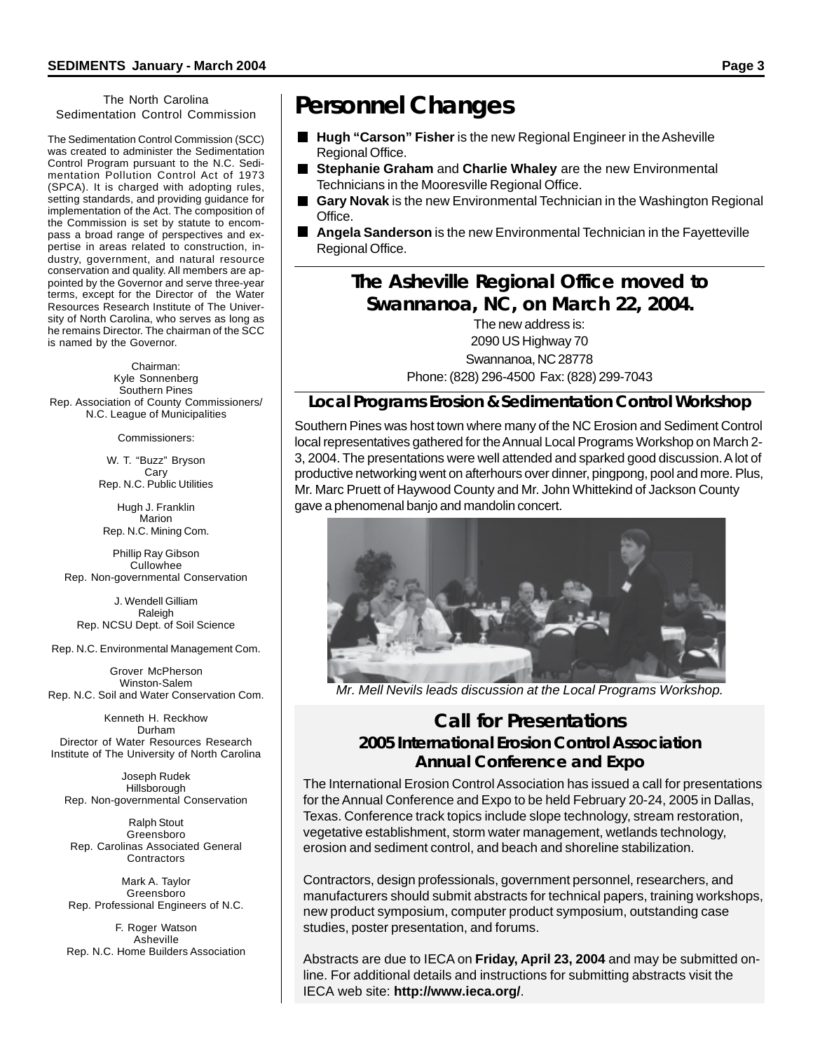## The North Carolina Sedimentation Control Commission

The Sedimentation Control Commission (SCC) was created to administer the Sedimentation Control Program pursuant to the N.C. Sedimentation Pollution Control Act of 1973 (SPCA). It is charged with adopting rules, setting standards, and providing guidance for implementation of the Act. The composition of the Commission is set by statute to encompass a broad range of perspectives and expertise in areas related to construction, industry, government, and natural resource conservation and quality. All members are appointed by the Governor and serve three-year terms, except for the Director of the Water Resources Research Institute of The University of North Carolina, who serves as long as he remains Director. The chairman of the SCC is named by the Governor.

Chairman:
Kyle Sonnenberg
Southern Pines
Rep. Association of County Commissioners/ N.C. League of Municipalities

Commissioners:

W. T. "Buzz" Bryson
Cary
Rep. N.C. Public Utilities

Hugh J. Franklin
Marion
Rep. N.C. Mining Com.

Phillip Ray Gibson
Cullowhee
Rep. Non-governmental Conservation

J. Wendell Gilliam
Raleigh
Rep. NCSU Dept. of Soil Science

Rep. N.C. Environmental Management Com.

Grover McPherson
Winston-Salem
Rep. N.C. Soil and Water Conservation Com.

Kenneth H. Reckhow
Durham
Director of Water Resources Research Institute of The University of North Carolina

Joseph Rudek
Hillsborough
Rep. Non-governmental Conservation

Ralph Stout
Greensboro
Rep. Carolinas Associated General Contractors

Mark A. Taylor
Greensboro
Rep. Professional Engineers of N.C.

F. Roger Watson
Asheville
Rep. N.C. Home Builders Association

# Personnel Changes

- **Hugh "Carson" Fisher** is the new Regional Engineer in the Asheville Regional Office.
- **Stephanie Graham** and **Charlie Whaley** are the new Environmental Technicians in the Mooresville Regional Office.
- **Gary Novak** is the new Environmental Technician in the Washington Regional Office.
- **Angela Sanderson** is the new Environmental Technician in the Fayetteville Regional Office.

## The Asheville Regional Office moved to Swannanoa, NC, on March 22, 2004.

The new address is:
2090 US Highway 70
Swannanoa, NC 28778
Phone: (828) 296-4500 Fax: (828) 299-7043

## Local Programs Erosion & Sedimentation Control Workshop

Southern Pines was host town where many of the NC Erosion and Sediment Control local representatives gathered for the Annual Local Programs Workshop on March 2-3, 2004. The presentations were well attended and sparked good discussion. A lot of productive networking went on afterhours over dinner, pingpong, pool and more. Plus, Mr. Marc Pruett of Haywood County and Mr. John Whittekind of Jackson County gave a phenomenal banjo and mandolin concert.

*Mr. Mell Nevils leads discussion at the Local Programs Workshop.*

## Call for Presentations
### 2005 International Erosion Control Association Annual Conference and Expo

The International Erosion Control Association has issued a call for presentations for the Annual Conference and Expo to be held February 20-24, 2005 in Dallas, Texas. Conference track topics include slope technology, stream restoration, vegetative establishment, storm water management, wetlands technology, erosion and sediment control, and beach and shoreline stabilization.

Contractors, design professionals, government personnel, researchers, and manufacturers should submit abstracts for technical papers, training workshops, new product symposium, computer product symposium, outstanding case studies, poster presentation, and forums.

Abstracts are due to IECA on **Friday, April 23, 2004** and may be submitted online. For additional details and instructions for submitting abstracts visit the IECA web site: **http://www.ieca.org/**.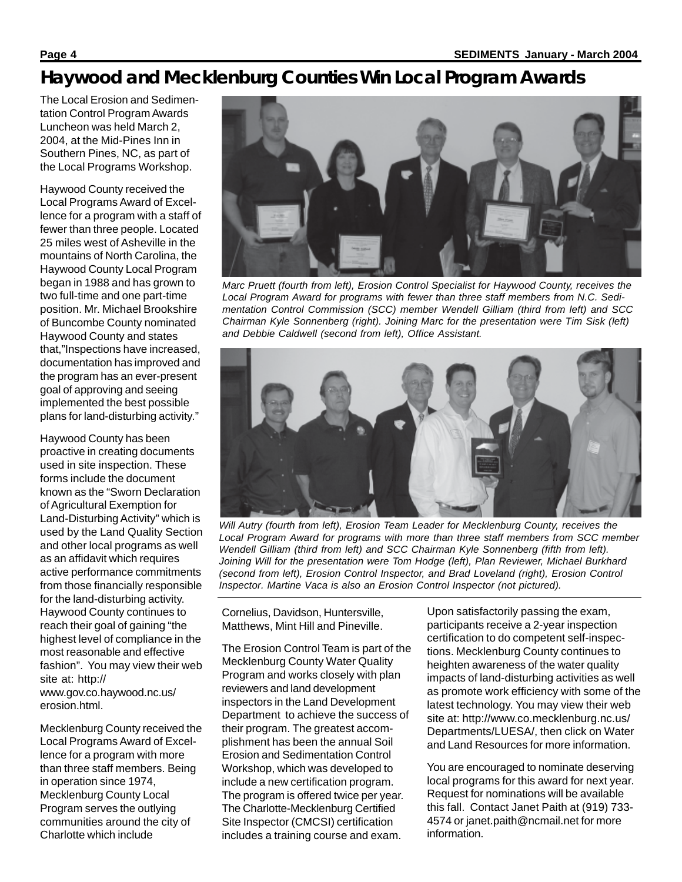# Haywood and Mecklenburg Counties Win Local Program Awards

The Local Erosion and Sedimentation Control Program Awards Luncheon was held March 2, 2004, at the Mid-Pines Inn in Southern Pines, NC, as part of the Local Programs Workshop.

Haywood County received the Local Programs Award of Excellence for a program with a staff of fewer than three people. Located 25 miles west of Asheville in the mountains of North Carolina, the Haywood County Local Program began in 1988 and has grown to two full-time and one part-time position. Mr. Michael Brookshire of Buncombe County nominated Haywood County and states that,"Inspections have increased, documentation has improved and the program has an ever-present goal of approving and seeing implemented the best possible plans for land-disturbing activity."

Haywood County has been proactive in creating documents used in site inspection. These forms include the document known as the "Sworn Declaration of Agricultural Exemption for Land-Disturbing Activity" which is used by the Land Quality Section and other local programs as well as an affidavit which requires active performance commitments from those financially responsible for the land-disturbing activity. Haywood County continues to reach their goal of gaining "the highest level of compliance in the most reasonable and effective fashion". You may view their web site at: http://www.gov.co.haywood.nc.us/erosion.html.

Mecklenburg County received the Local Programs Award of Excellence for a program with more than three staff members. Being in operation since 1974, Mecklenburg County Local Program serves the outlying communities around the city of Charlotte which include Cornelius, Davidson, Huntersville, Matthews, Mint Hill and Pineville.

*Marc Pruett (fourth from left), Erosion Control Specialist for Haywood County, receives the Local Program Award for programs with fewer than three staff members from N.C. Sedimentation Control Commission (SCC) member Wendell Gilliam (third from left) and SCC Chairman Kyle Sonnenberg (right). Joining Marc for the presentation were Tim Sisk (left) and Debbie Caldwell (second from left), Office Assistant.*

*Will Autry (fourth from left), Erosion Team Leader for Mecklenburg County, receives the Local Program Award for programs with more than three staff members from SCC member Wendell Gilliam (third from left) and SCC Chairman Kyle Sonnenberg (fifth from left). Joining Will for the presentation were Tom Hodge (left), Plan Reviewer, Michael Burkhard (second from left), Erosion Control Inspector, and Brad Loveland (right), Erosion Control Inspector. Martine Vaca is also an Erosion Control Inspector (not pictured).*

The Erosion Control Team is part of the Mecklenburg County Water Quality Program and works closely with plan reviewers and land development inspectors in the Land Development Department to achieve the success of their program. The greatest accomplishment has been the annual Soil Erosion and Sedimentation Control Workshop, which was developed to include a new certification program. The program is offered twice per year. The Charlotte-Mecklenburg Certified Site Inspector (CMCSI) certification includes a training course and exam. Upon satisfactorily passing the exam, participants receive a 2-year inspection certification to do competent self-inspections. Mecklenburg County continues to heighten awareness of the water quality impacts of land-disturbing activities as well as promote work efficiency with some of the latest technology. You may view their web site at: http://www.co.mecklenburg.nc.us/Departments/LUESA/, then click on Water and Land Resources for more information.

You are encouraged to nominate deserving local programs for this award for next year. Request for nominations will be available this fall. Contact Janet Paith at (919) 733-4574 or janet.paith@ncmail.net for more information.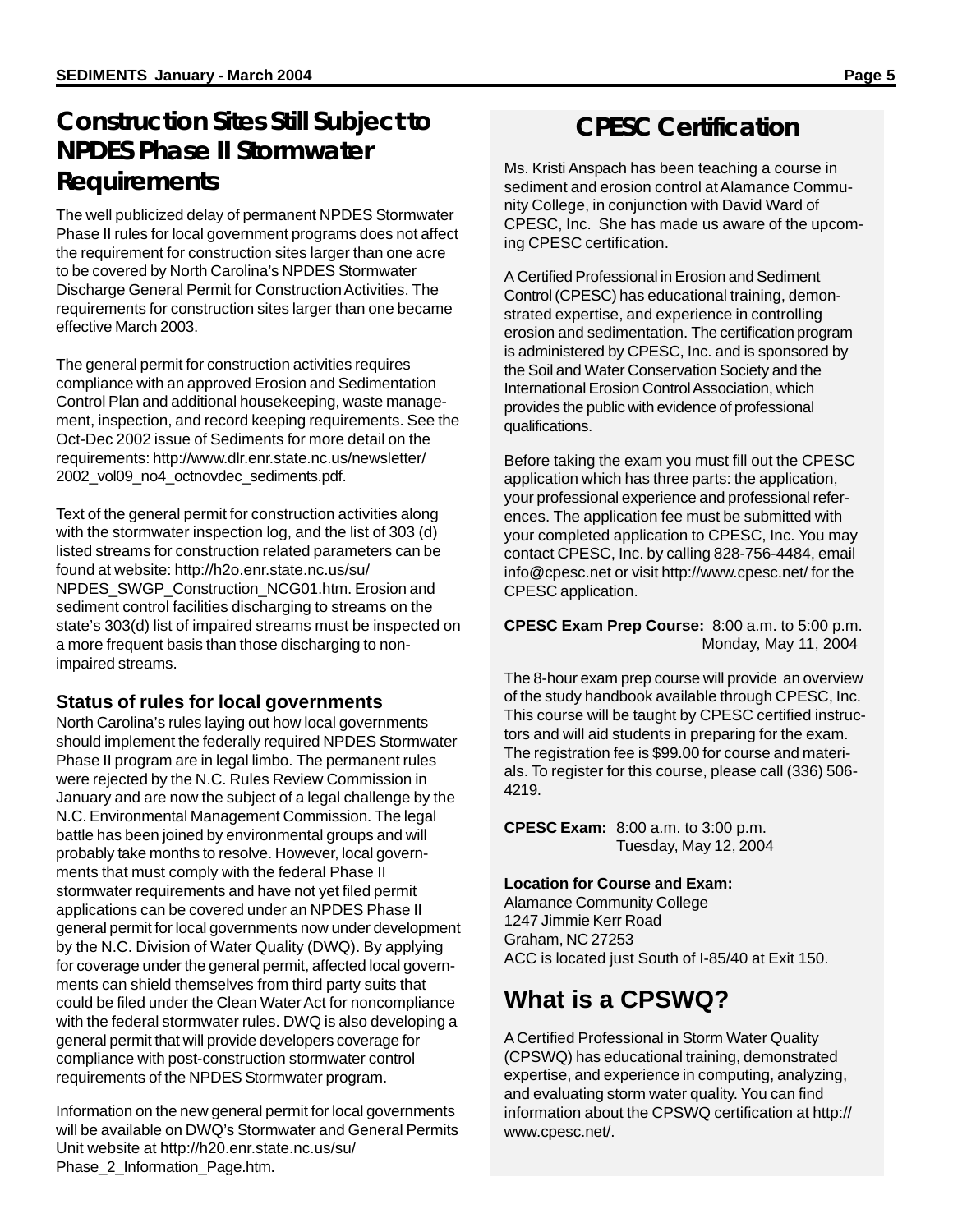## Construction Sites Still Subject to NPDES Phase II Stormwater Requirements

The well publicized delay of permanent NPDES Stormwater Phase II rules for local government programs does not affect the requirement for construction sites larger than one acre to be covered by North Carolina's NPDES Stormwater Discharge General Permit for Construction Activities. The requirements for construction sites larger than one became effective March 2003.

The general permit for construction activities requires compliance with an approved Erosion and Sedimentation Control Plan and additional housekeeping, waste management, inspection, and record keeping requirements. See the Oct-Dec 2002 issue of Sediments for more detail on the requirements: http://www.dlr.enr.state.nc.us/newsletter/2002_vol09_no4_octnovdec_sediments.pdf.

Text of the general permit for construction activities along with the stormwater inspection log, and the list of 303 (d) listed streams for construction related parameters can be found at website: http://h2o.enr.state.nc.us/su/NPDES_SWGP_Construction_NCG01.htm. Erosion and sediment control facilities discharging to streams on the state's 303(d) list of impaired streams must be inspected on a more frequent basis than those discharging to non-impaired streams.

### Status of rules for local governments

North Carolina's rules laying out how local governments should implement the federally required NPDES Stormwater Phase II program are in legal limbo. The permanent rules were rejected by the N.C. Rules Review Commission in January and are now the subject of a legal challenge by the N.C. Environmental Management Commission. The legal battle has been joined by environmental groups and will probably take months to resolve. However, local governments that must comply with the federal Phase II stormwater requirements and have not yet filed permit applications can be covered under an NPDES Phase II general permit for local governments now under development by the N.C. Division of Water Quality (DWQ). By applying for coverage under the general permit, affected local governments can shield themselves from third party suits that could be filed under the Clean Water Act for noncompliance with the federal stormwater rules. DWQ is also developing a general permit that will provide developers coverage for compliance with post-construction stormwater control requirements of the NPDES Stormwater program.

Information on the new general permit for local governments will be available on DWQ's Stormwater and General Permits Unit website at http://h20.enr.state.nc.us/su/Phase_2_Information_Page.htm.

## CPESC Certification

Ms. Kristi Anspach has been teaching a course in sediment and erosion control at Alamance Community College, in conjunction with David Ward of CPESC, Inc. She has made us aware of the upcoming CPESC certification.

A Certified Professional in Erosion and Sediment Control (CPESC) has educational training, demonstrated expertise, and experience in controlling erosion and sedimentation. The certification program is administered by CPESC, Inc. and is sponsored by the Soil and Water Conservation Society and the International Erosion Control Association, which provides the public with evidence of professional qualifications.

Before taking the exam you must fill out the CPESC application which has three parts: the application, your professional experience and professional references. The application fee must be submitted with your completed application to CPESC, Inc. You may contact CPESC, Inc. by calling 828-756-4484, email info@cpesc.net or visit http://www.cpesc.net/ for the CPESC application.

**CPESC Exam Prep Course:** 8:00 a.m. to 5:00 p.m.
Monday, May 11, 2004

The 8-hour exam prep course will provide an overview of the study handbook available through CPESC, Inc. This course will be taught by CPESC certified instructors and will aid students in preparing for the exam. The registration fee is $99.00 for course and materials. To register for this course, please call (336) 506-4219.

**CPESC Exam:** 8:00 a.m. to 3:00 p.m.
Tuesday, May 12, 2004

**Location for Course and Exam:**
Alamance Community College
1247 Jimmie Kerr Road
Graham, NC 27253
ACC is located just South of I-85/40 at Exit 150.

## What is a CPSWQ?

A Certified Professional in Storm Water Quality (CPSWQ) has educational training, demonstrated expertise, and experience in computing, analyzing, and evaluating storm water quality. You can find information about the CPSWQ certification at http://www.cpesc.net/.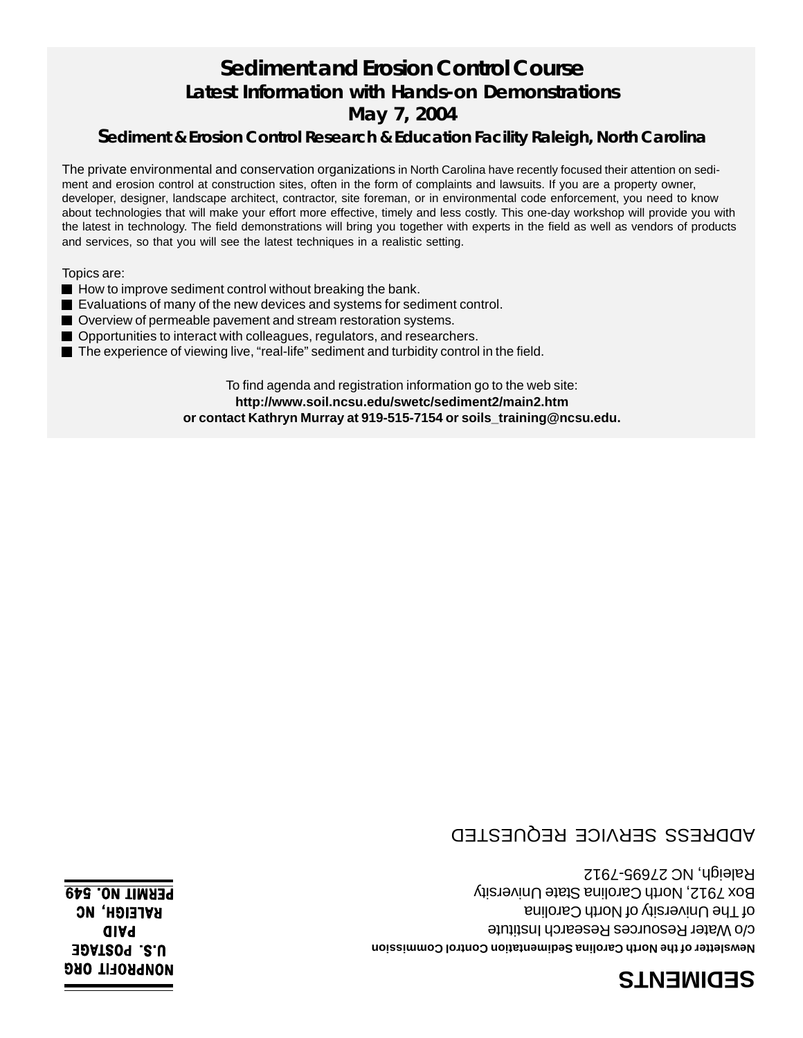# Sediment and Erosion Control Course

## Latest Information with Hands-on Demonstrations

## May 7, 2004

### Sediment & Erosion Control Research & Education Facility Raleigh, North Carolina

The private environmental and conservation organizations in North Carolina have recently focused their attention on sediment and erosion control at construction sites, often in the form of complaints and lawsuits. If you are a property owner, developer, designer, landscape architect, contractor, site foreman, or in environmental code enforcement, you need to know about technologies that will make your effort more effective, timely and less costly. This one-day workshop will provide you with the latest in technology. The field demonstrations will bring you together with experts in the field as well as vendors of products and services, so that you will see the latest techniques in a realistic setting.

Topics are:

- How to improve sediment control without breaking the bank.
- Evaluations of many of the new devices and systems for sediment control.
- Overview of permeable pavement and stream restoration systems.
- Opportunities to interact with colleagues, regulators, and researchers.
- The experience of viewing live, “real-life” sediment and turbidity control in the field.

To find agenda and registration information go to the web site:
**http://www.soil.ncsu.edu/swetc/sediment2/main2.htm**
**or contact Kathryn Murray at 919-515-7154 or soils_training@ncsu.edu.**

**SEDIMENTS**

**Newsletter of the North Carolina Sedimentation Control Commission**

c/o Water Resources Research Institute
of The University of North Carolina
Box 7912, North Carolina State University
Raleigh, NC 27695-7912

ADDRESS SERVICE REQUESTED

**NONPROFIT ORG**
**U.S. POSTAGE**
**PAID**
**RALEIGH, NC**
**PERMIT NO. 549**